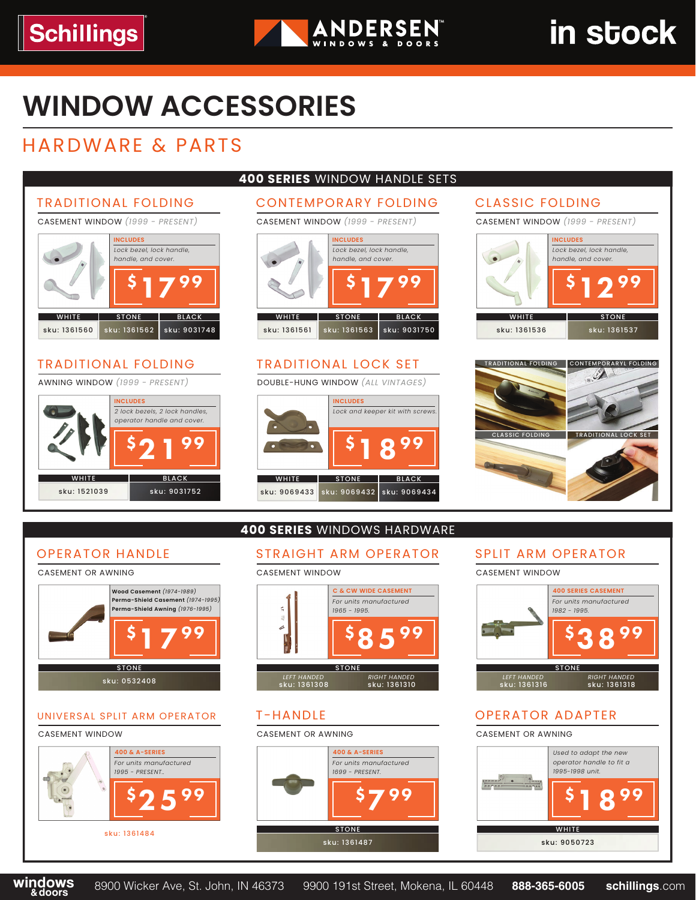Schillings | ANDERSEN WINDOWS & DOORS | in stock

# WINDOW ACCESSORIES

## HARDWARE & PARTS

### 400 SERIES WINDOW HANDLE SETS

#### TRADITIONAL FOLDING

CASEMENT WINDOW *(1999 - PRESENT)*

**INCLUDES**
*Lock bezel, lock handle, handle, and cover.*

**$17.99**

| WHITE | STONE | BLACK |
|---|---|---|
| sku: 1361560 | sku: 1361562 | sku: 9031748 |

#### CONTEMPORARY FOLDING

CASEMENT WINDOW *(1999 - PRESENT)*

**INCLUDES**
*Lock bezel, lock handle, handle, and cover.*

**$17.99**

| WHITE | STONE | BLACK |
|---|---|---|
| sku: 1361561 | sku: 1361563 | sku: 9031750 |

#### CLASSIC FOLDING

CASEMENT WINDOW *(1999 - PRESENT)*

**INCLUDES**
*Lock bezel, lock handle, handle, and cover.*

**$12.99**

| WHITE | STONE |
|---|---|
| sku: 1361536 | sku: 1361537 |

#### TRADITIONAL FOLDING

AWNING WINDOW *(1999 - PRESENT)*

**INCLUDES**
*2 lock bezels, 2 lock handles, operator handle and cover.*

**$21.99**

| WHITE | BLACK |
|---|---|
| sku: 1521039 | sku: 9031752 |

#### TRADITIONAL LOCK SET

DOUBLE-HUNG WINDOW *(ALL VINTAGES)*

**INCLUDES**
*Lock and keeper kit with screws.*

**$18.99**

| WHITE | STONE | BLACK |
|---|---|---|
| sku: 9069433 | sku: 9069432 | sku: 9069434 |

TRADITIONAL FOLDING | CONTEMPORARYL FOLDING | CLASSIC FOLDING | TRADITIONAL LOCK SET

### 400 SERIES WINDOWS HARDWARE

#### OPERATOR HANDLE

CASEMENT OR AWNING

**Wood Casement** *(1974-1989)*
**Perma-Shield Casement** *(1974-1995)*
**Perma-Shield Awning** *(1976-1995)*

**$17.99**

| STONE |
|---|
| sku: 0532408 |

#### STRAIGHT ARM OPERATOR

CASEMENT WINDOW

**C & CW WIDE CASEMENT**
*For units manufactured 1965 - 1995.*

**$85.99**

| STONE | |
|---|---|
| *LEFT HANDED* sku: 1361308 | *RIGHT HANDED* sku: 1361310 |

#### SPLIT ARM OPERATOR

CASEMENT WINDOW

**400 SERIES CASEMENT**
*For units manufactured 1982 - 1995.*

**$38.99**

| STONE | |
|---|---|
| *LEFT HANDED* sku: 1361316 | *RIGHT HANDED* sku: 1361318 |

#### UNIVERSAL SPLIT ARM OPERATOR

CASEMENT WINDOW

**400 & A-SERIES**
*For units manufactured 1995 - PRESENT..*

**$25.99**

sku: 1361484

#### T-HANDLE

CASEMENT OR AWNING

**400 & A-SERIES**
*For units manufactured 1699 - PRESENT.*

**$7.99**

| STONE |
|---|
| sku: 1361487 |

#### OPERATOR ADAPTER

CASEMENT OR AWNING

*Used to adapt the new operator handle to fit a 1995-1998 unit.*

**$18.99**

| WHITE |
|---|
| sku: 9050723 |

windows & doors | 8900 Wicker Ave, St. John, IN 46373 | 9900 191st Street, Mokena, IL 60448 | **888-365-6005** | **schillings**.com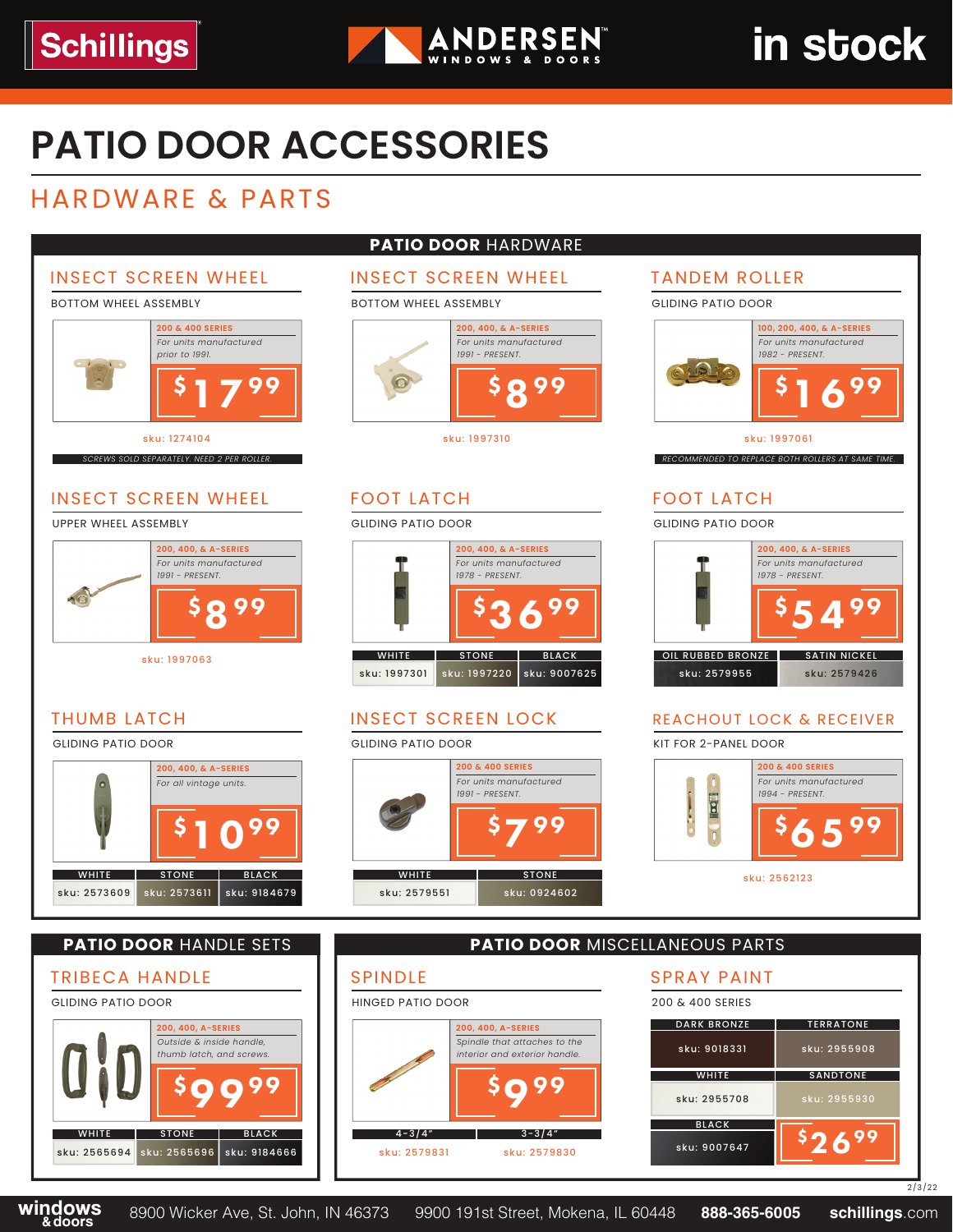Schillings | ANDERSEN WINDOWS & DOORS | in stock

# PATIO DOOR ACCESSORIES

## HARDWARE & PARTS

### PATIO DOOR HARDWARE

#### INSECT SCREEN WHEEL

BOTTOM WHEEL ASSEMBLY

**200 & 400 SERIES**
*For units manufactured prior to 1991.*

**$17.99**

sku: 1274104

*SCREWS SOLD SEPARATELY. NEED 2 PER ROLLER.*

#### INSECT SCREEN WHEEL

BOTTOM WHEEL ASSEMBLY

**200, 400, & A-SERIES**
*For units manufactured 1991 - PRESENT.*

**$8.99**

sku: 1997310

#### TANDEM ROLLER

GLIDING PATIO DOOR

**100, 200, 400, & A-SERIES**
*For units manufactured 1982 - PRESENT.*

**$16.99**

sku: 1997061

*RECOMMENDED TO REPLACE BOTH ROLLERS AT SAME TIME.*

#### INSECT SCREEN WHEEL

UPPER WHEEL ASSEMBLY

**200, 400, & A-SERIES**
*For units manufactured 1991 - PRESENT.*

**$8.99**

sku: 1997063

#### FOOT LATCH

GLIDING PATIO DOOR

**200, 400, & A-SERIES**
*For units manufactured 1978 - PRESENT.*

**$36.99**

| WHITE | STONE | BLACK |
|---|---|---|
| sku: 1997301 | sku: 1997220 | sku: 9007625 |

#### FOOT LATCH

GLIDING PATIO DOOR

**200, 400, & A-SERIES**
*For units manufactured 1978 - PRESENT.*

**$54.99**

| OIL RUBBED BRONZE | SATIN NICKEL |
|---|---|
| sku: 2579955 | sku: 2579426 |

#### THUMB LATCH

GLIDING PATIO DOOR

**200, 400, & A-SERIES**
*For all vintage units.*

**$10.99**

| WHITE | STONE | BLACK |
|---|---|---|
| sku: 2573609 | sku: 2573611 | sku: 9184679 |

#### INSECT SCREEN LOCK

GLIDING PATIO DOOR

**200 & 400 SERIES**
*For units manufactured 1991 - PRESENT.*

**$7.99**

| WHITE | STONE |
|---|---|
| sku: 2579551 | sku: 0924602 |

#### REACHOUT LOCK & RECEIVER

KIT FOR 2-PANEL DOOR

**200 & 400 SERIES**
*For units manufactured 1994 - PRESENT.*

**$65.99**

sku: 2562123

### PATIO DOOR HANDLE SETS

#### TRIBECA HANDLE

GLIDING PATIO DOOR

**200, 400, A-SERIES**
*Outside & inside handle, thumb latch, and screws.*

**$99.99**

| WHITE | STONE | BLACK |
|---|---|---|
| sku: 2565694 | sku: 2565696 | sku: 9184666 |

### PATIO DOOR MISCELLANEOUS PARTS

#### SPINDLE

HINGED PATIO DOOR

**200, 400, A-SERIES**
*Spindle that attaches to the interior and exterior handle.*

**$9.99**

| 4-3/4" | 3-3/4" |
|---|---|
| sku: 2579831 | sku: 2579830 |

#### SPRAY PAINT

200 & 400 SERIES

| DARK BRONZE | TERRATONE |
|---|---|
| sku: 9018331 | sku: 2955908 |
| **WHITE** | **SANDTONE** |
| sku: 2955708 | sku: 2955930 |
| **BLACK** | |
| sku: 9007647 | **$26.99** |

2/3/22

windows & doors | 8900 Wicker Ave, St. John, IN 46373 | 9900 191st Street, Mokena, IL 60448 | **888-365-6005** | **schillings**.com